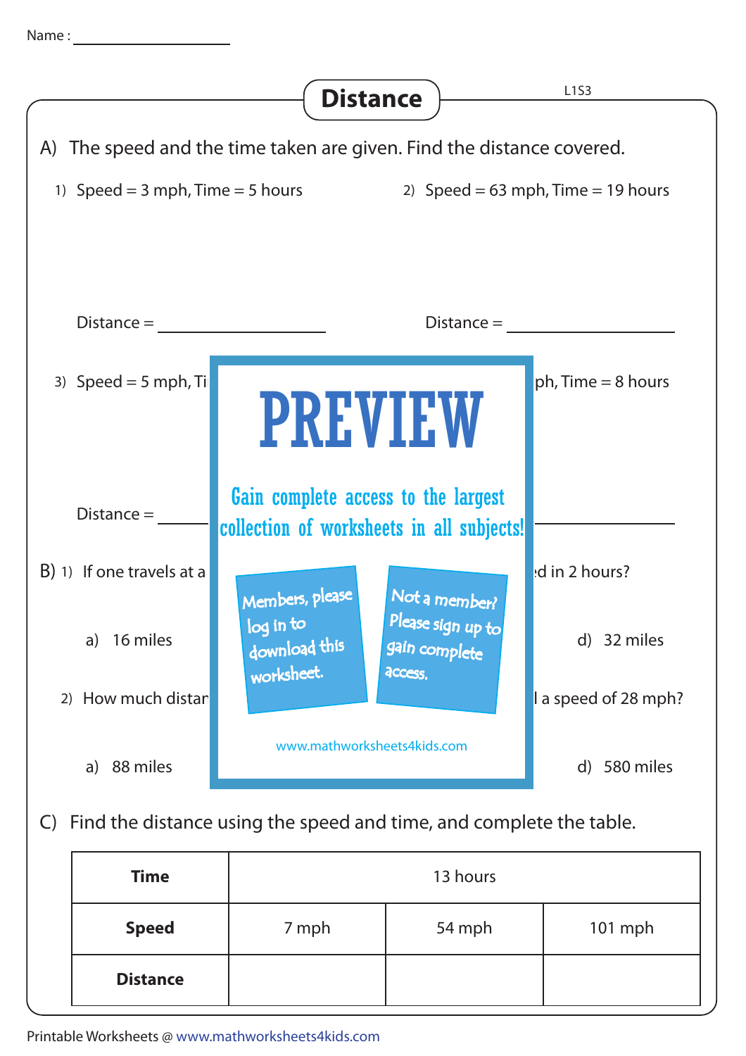Name : ________________

# Distance

L1S3

A) The speed and the time taken are given. Find the distance covered.

1) Speed = 3 mph, Time = 5 hours

Distance = ________________

2) Speed = 63 mph, Time = 19 hours

Distance = ________________

3) Speed = 5 mph, Ti

Distance = ______

ph, Time = 8 hours

________________

PREVIEW

Gain complete access to the largest collection of worksheets in all subjects!

Members, please log in to download this worksheet.

Not a member? Please sign up to gain complete access.

www.mathworksheets4kids.com

B) 1) If one travels at a

ed in 2 hours?

a) 16 miles

d) 32 miles

2) How much distar

l a speed of 28 mph?

a) 88 miles

d) 580 miles

C) Find the distance using the speed and time, and complete the table.

| Time | 13 hours | | |
|---|---|---|---|
| **Speed** | 7 mph | 54 mph | 101 mph |
| **Distance** | | | |

Printable Worksheets @ www.mathworksheets4kids.com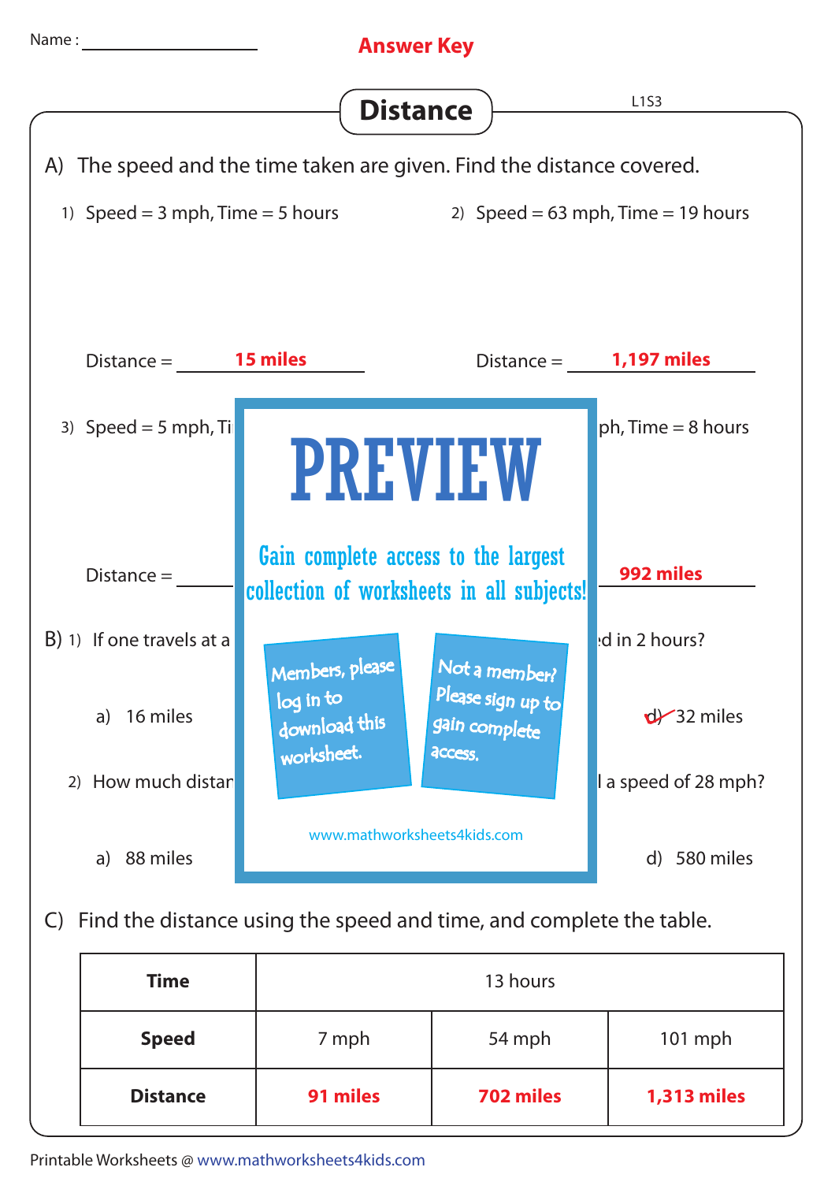Name : ________________ **Answer Key**

# Distance

L1S3

A) The speed and the time taken are given. Find the distance covered.

1) Speed = 3 mph, Time = 5 hours

Distance = **15 miles**

2) Speed = 63 mph, Time = 19 hours

Distance = **1,197 miles**

3) Speed = 5 mph, Ti

Distance = 

ph, Time = 8 hours

**992 miles**

# PREVIEW

Gain complete access to the largest collection of worksheets in all subjects!

Members, please log in to download this worksheet.

Not a member? Please sign up to gain complete access.

www.mathworksheets4kids.com

B) 1) If one travels at a ... d in 2 hours?

a) 16 miles

d) 32 miles

2) How much distar ... l a speed of 28 mph?

a) 88 miles

d) 580 miles

C) Find the distance using the speed and time, and complete the table.

| | | | |
|---|---|---|---|
| **Time** | 13 hours | | |
| **Speed** | 7 mph | 54 mph | 101 mph |
| **Distance** | **91 miles** | **702 miles** | **1,313 miles** |

Printable Worksheets @ www.mathworksheets4kids.com